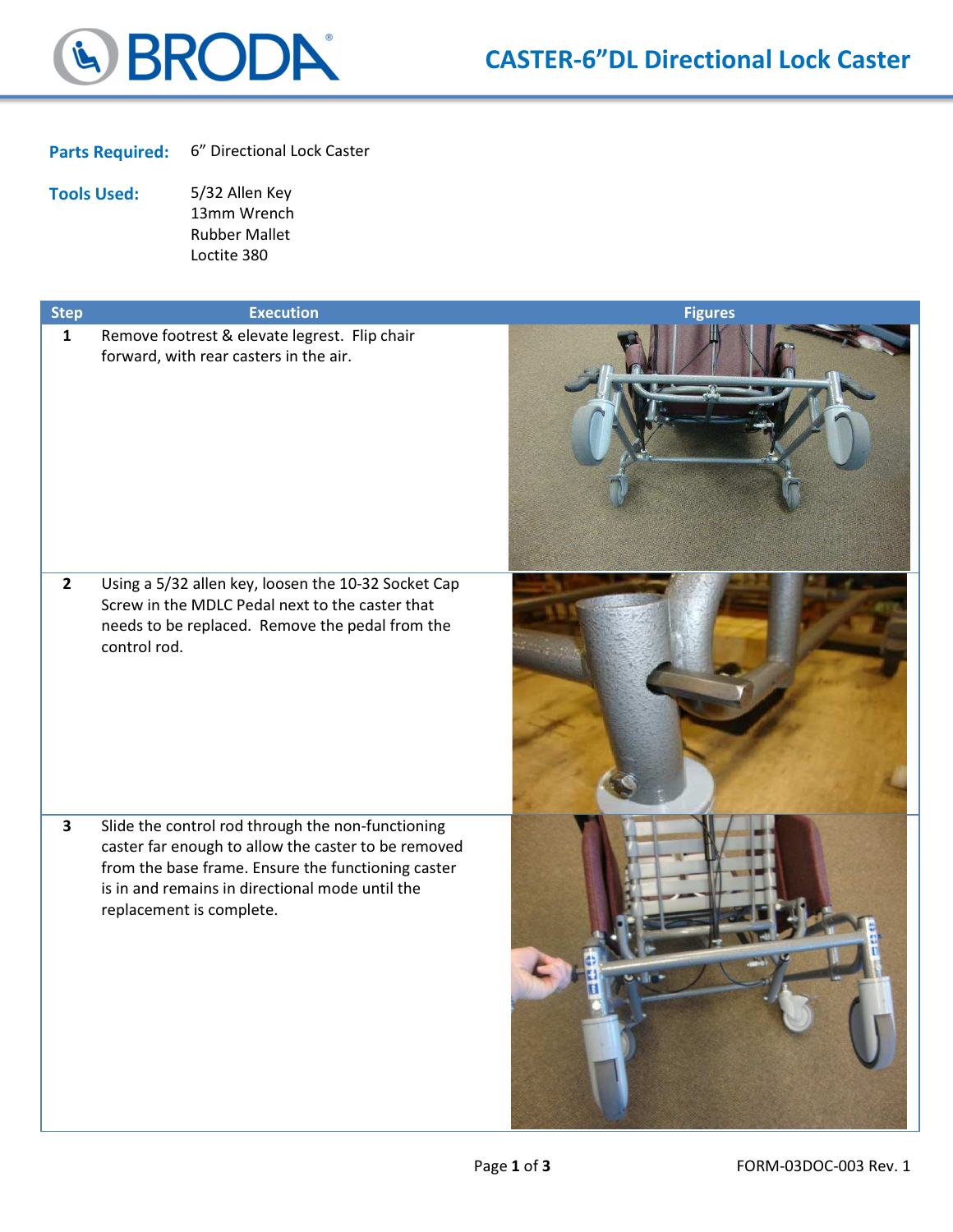# CASTER-6"DL Directional Lock Caster

**Parts Required:** 6" Directional Lock Caster

**Tools Used:**
5/32 Allen Key
13mm Wrench
Rubber Mallet
Loctite 380

| Step | Execution | Figures |
| --- | --- | --- |
| 1 | Remove footrest & elevate legrest. Flip chair forward, with rear casters in the air. | |
| 2 | Using a 5/32 allen key, loosen the 10-32 Socket Cap Screw in the MDLC Pedal next to the caster that needs to be replaced. Remove the pedal from the control rod. | |
| 3 | Slide the control rod through the non-functioning caster far enough to allow the caster to be removed from the base frame. Ensure the functioning caster is in and remains in directional mode until the replacement is complete. | |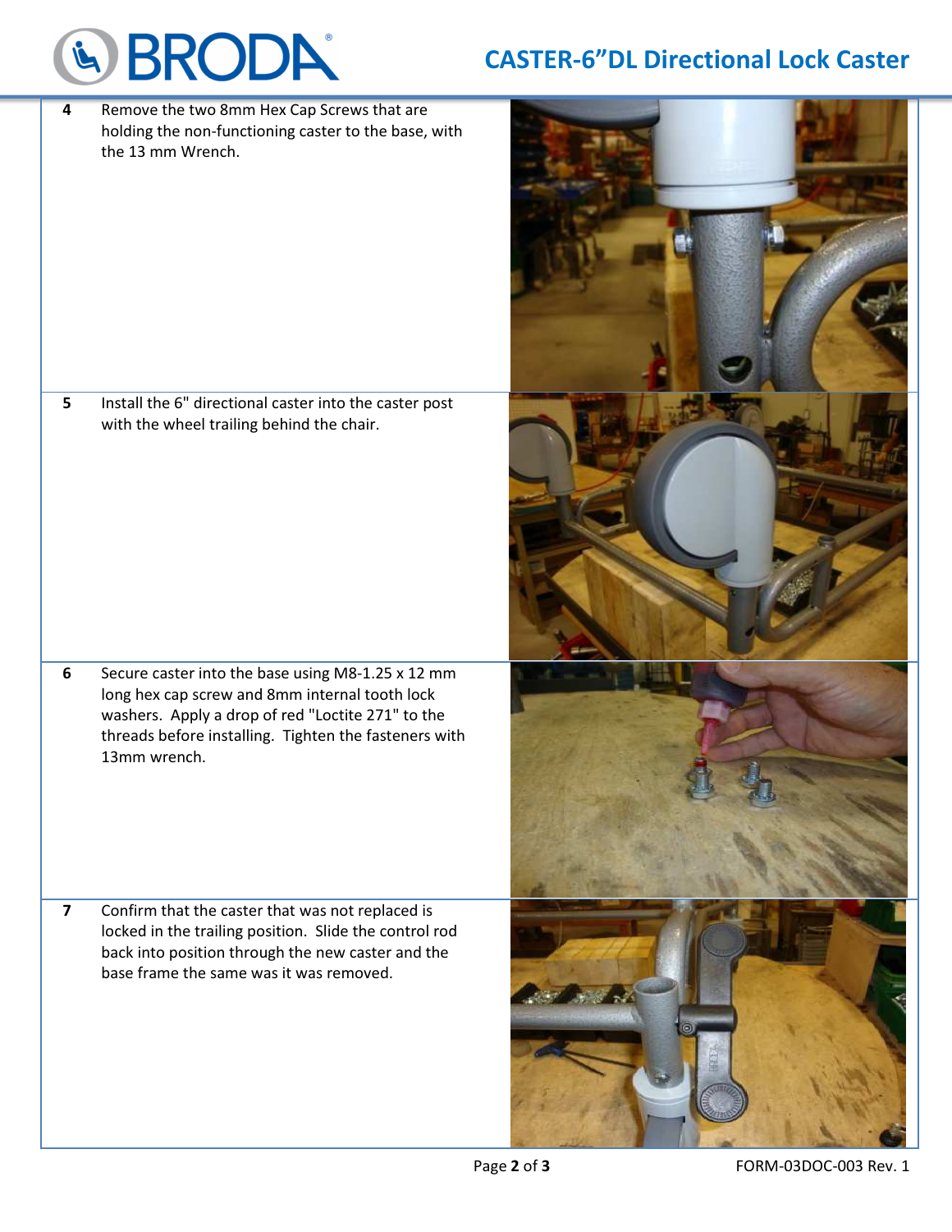# CASTER-6"DL Directional Lock Caster

| Step | Instruction |
| --- | --- |
| 4 | Remove the two 8mm Hex Cap Screws that are holding the non-functioning caster to the base, with the 13 mm Wrench. |
| 5 | Install the 6" directional caster into the caster post with the wheel trailing behind the chair. |
| 6 | Secure caster into the base using M8-1.25 x 12 mm long hex cap screw and 8mm internal tooth lock washers. Apply a drop of red "Loctite 271" to the threads before installing. Tighten the fasteners with 13mm wrench. |
| 7 | Confirm that the caster that was not replaced is locked in the trailing position. Slide the control rod back into position through the new caster and the base frame the same was it was removed. |

FORM-03DOC-003 Rev. 1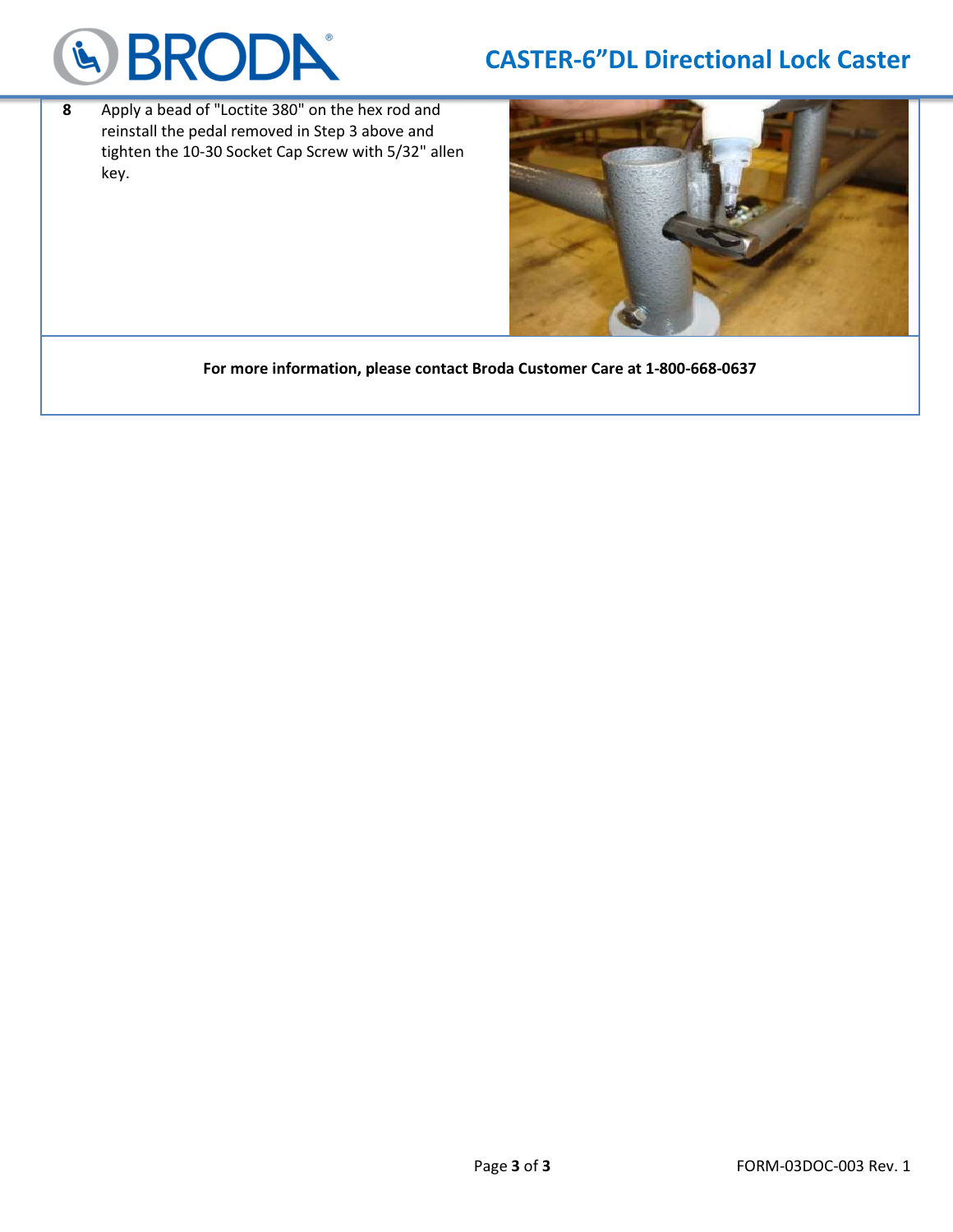| | |
|---|---|
| **8** | Apply a bead of "Loctite 380" on the hex rod and reinstall the pedal removed in Step 3 above and tighten the 10-30 Socket Cap Screw with 5/32" allen key. |

**For more information, please contact Broda Customer Care at 1-800-668-0637**